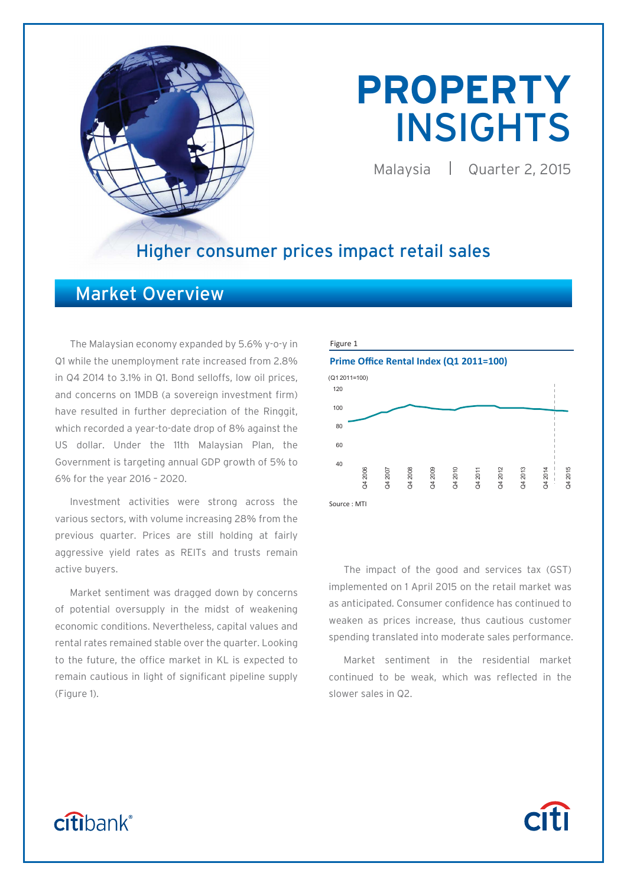# PROPERTY INSIGHTS

Malaysia | Quarter 2, 2015

## Higher consumer prices impact retail sales

## Market Overview

The Malaysian economy expanded by 5.6% y-o-y in Q1 while the unemployment rate increased from 2.8% in Q4 2014 to 3.1% in Q1. Bond selloffs, low oil prices, and concerns on 1MDB (a sovereign investment firm) have resulted in further depreciation of the Ringgit, which recorded a year-to-date drop of 8% against the US dollar. Under the 11th Malaysian Plan, the Government is targeting annual GDP growth of 5% to 6% for the year 2016 – 2020.

Investment activities were strong across the various sectors, with volume increasing 28% from the previous quarter. Prices are still holding at fairly aggressive yield rates as REITs and trusts remain active buyers.

Market sentiment was dragged down by concerns of potential oversupply in the midst of weakening economic conditions. Nevertheless, capital values and rental rates remained stable over the quarter. Looking to the future, the office market in KL is expected to remain cautious in light of significant pipeline supply (Figure 1).

Figure 1

**Prime Office Rental Index (Q1 2011=100)**

Source : MTI

The impact of the good and services tax (GST) implemented on 1 April 2015 on the retail market was as anticipated. Consumer confidence has continued to weaken as prices increase, thus cautious customer spending translated into moderate sales performance.

Market sentiment in the residential market continued to be weak, which was reflected in the slower sales in Q2.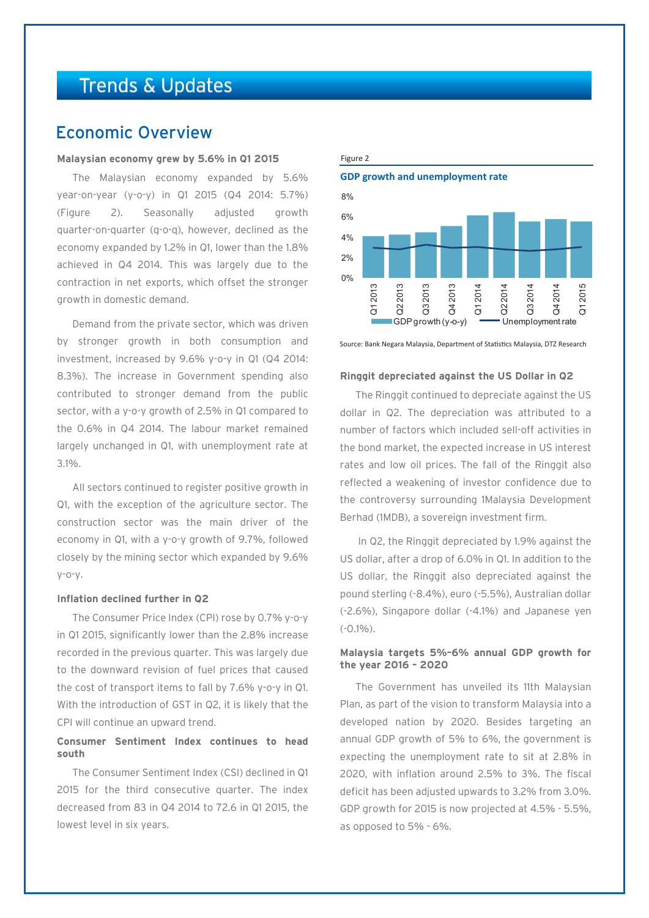# Trends & Updates

## Economic Overview

**Malaysian economy grew by 5.6% in Q1 2015**

The Malaysian economy expanded by 5.6% year-on-year (y-o-y) in Q1 2015 (Q4 2014: 5.7%) (Figure 2). Seasonally adjusted growth quarter-on-quarter (q-o-q), however, declined as the economy expanded by 1.2% in Q1, lower than the 1.8% achieved in Q4 2014. This was largely due to the contraction in net exports, which offset the stronger growth in domestic demand.

Demand from the private sector, which was driven by stronger growth in both consumption and investment, increased by 9.6% y-o-y in Q1 (Q4 2014: 8.3%). The increase in Government spending also contributed to stronger demand from the public sector, with a y-o-y growth of 2.5% in Q1 compared to the 0.6% in Q4 2014. The labour market remained largely unchanged in Q1, with unemployment rate at 3.1%.

All sectors continued to register positive growth in Q1, with the exception of the agriculture sector. The construction sector was the main driver of the economy in Q1, with a y-o-y growth of 9.7%, followed closely by the mining sector which expanded by 9.6% y-o-y.

**Inflation declined further in Q2**

The Consumer Price Index (CPI) rose by 0.7% y-o-y in Q1 2015, significantly lower than the 2.8% increase recorded in the previous quarter. This was largely due to the downward revision of fuel prices that caused the cost of transport items to fall by 7.6% y-o-y in Q1. With the introduction of GST in Q2, it is likely that the CPI will continue an upward trend.

**Consumer Sentiment Index continues to head south**

The Consumer Sentiment Index (CSI) declined in Q1 2015 for the third consecutive quarter. The index decreased from 83 in Q4 2014 to 72.6 in Q1 2015, the lowest level in six years.

Figure 2

**GDP growth and unemployment rate**

Source: Bank Negara Malaysia, Department of Statistics Malaysia, DTZ Research

**Ringgit depreciated against the US Dollar in Q2**

The Ringgit continued to depreciate against the US dollar in Q2. The depreciation was attributed to a number of factors which included sell-off activities in the bond market, the expected increase in US interest rates and low oil prices. The fall of the Ringgit also reflected a weakening of investor confidence due to the controversy surrounding 1Malaysia Development Berhad (1MDB), a sovereign investment firm.

In Q2, the Ringgit depreciated by 1.9% against the US dollar, after a drop of 6.0% in Q1. In addition to the US dollar, the Ringgit also depreciated against the pound sterling (-8.4%), euro (-5.5%), Australian dollar (-2.6%), Singapore dollar (-4.1%) and Japanese yen (-0.1%).

**Malaysia targets 5%-6% annual GDP growth for the year 2016 – 2020**

The Government has unveiled its 11th Malaysian Plan, as part of the vision to transform Malaysia into a developed nation by 2020. Besides targeting an annual GDP growth of 5% to 6%, the government is expecting the unemployment rate to sit at 2.8% in 2020, with inflation around 2.5% to 3%. The fiscal deficit has been adjusted upwards to 3.2% from 3.0%. GDP growth for 2015 is now projected at 4.5% - 5.5%, as opposed to 5% - 6%.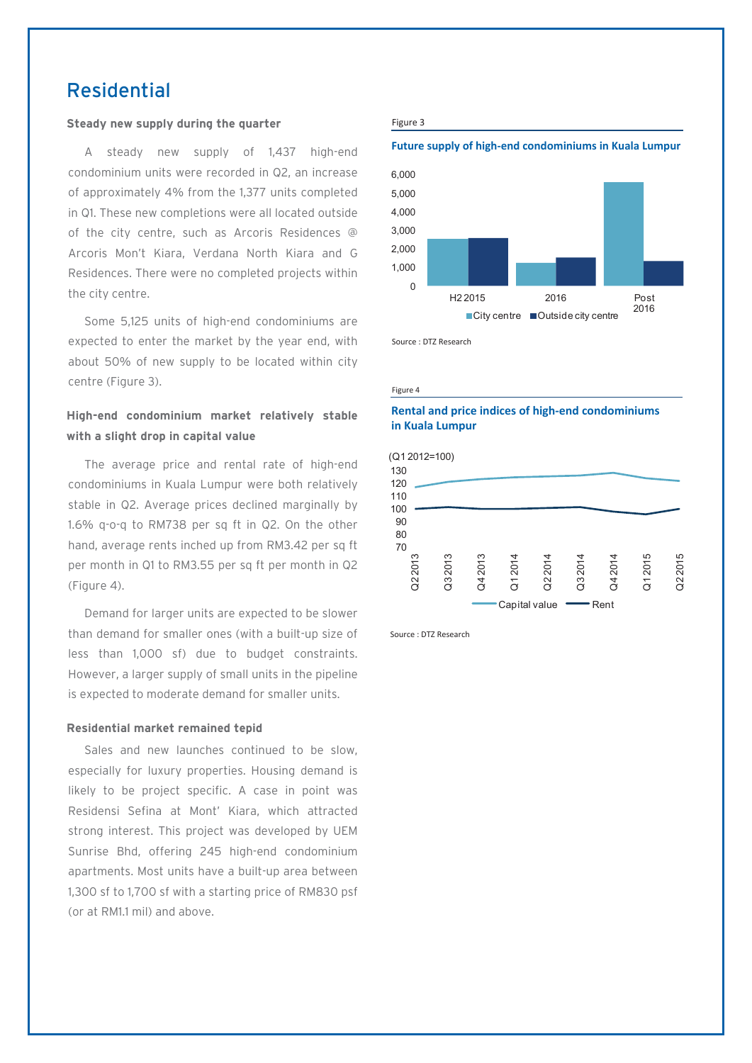## Residential

**Steady new supply during the quarter**

A steady new supply of 1,437 high-end condominium units were recorded in Q2, an increase of approximately 4% from the 1,377 units completed in Q1. These new completions were all located outside of the city centre, such as Arcoris Residences @ Arcoris Mon't Kiara, Verdana North Kiara and G Residences. There were no completed projects within the city centre.

Some 5,125 units of high-end condominiums are expected to enter the market by the year end, with about 50% of new supply to be located within city centre (Figure 3).

**High-end condominium market relatively stable with a slight drop in capital value**

The average price and rental rate of high-end condominiums in Kuala Lumpur were both relatively stable in Q2. Average prices declined marginally by 1.6% q-o-q to RM738 per sq ft in Q2. On the other hand, average rents inched up from RM3.42 per sq ft per month in Q1 to RM3.55 per sq ft per month in Q2 (Figure 4).

Demand for larger units are expected to be slower than demand for smaller ones (with a built-up size of less than 1,000 sf) due to budget constraints. However, a larger supply of small units in the pipeline is expected to moderate demand for smaller units.

**Residential market remained tepid**

Sales and new launches continued to be slow, especially for luxury properties. Housing demand is likely to be project specific. A case in point was Residensi Sefina at Mont' Kiara, which attracted strong interest. This project was developed by UEM Sunrise Bhd, offering 245 high-end condominium apartments. Most units have a built-up area between 1,300 sf to 1,700 sf with a starting price of RM830 psf (or at RM1.1 mil) and above.

Figure 3

**Future supply of high-end condominiums in Kuala Lumpur**

Source : DTZ Research

Figure 4

**Rental and price indices of high-end condominiums in Kuala Lumpur**

Source : DTZ Research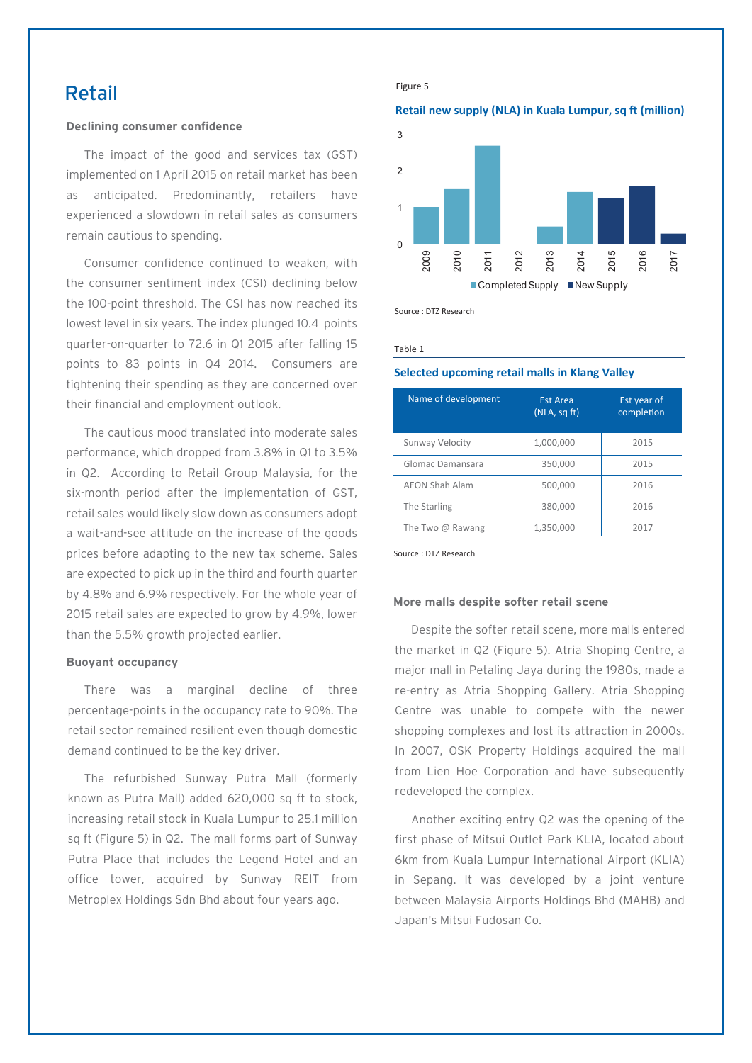# Retail

### Declining consumer confidence

The impact of the good and services tax (GST) implemented on 1 April 2015 on retail market has been as anticipated. Predominantly, retailers have experienced a slowdown in retail sales as consumers remain cautious to spending.

Consumer confidence continued to weaken, with the consumer sentiment index (CSI) declining below the 100-point threshold. The CSI has now reached its lowest level in six years. The index plunged 10.4 points quarter-on-quarter to 72.6 in Q1 2015 after falling 15 points to 83 points in Q4 2014. Consumers are tightening their spending as they are concerned over their financial and employment outlook.

The cautious mood translated into moderate sales performance, which dropped from 3.8% in Q1 to 3.5% in Q2. According to Retail Group Malaysia, for the six-month period after the implementation of GST, retail sales would likely slow down as consumers adopt a wait-and-see attitude on the increase of the goods prices before adapting to the new tax scheme. Sales are expected to pick up in the third and fourth quarter by 4.8% and 6.9% respectively. For the whole year of 2015 retail sales are expected to grow by 4.9%, lower than the 5.5% growth projected earlier.

### Buoyant occupancy

There was a marginal decline of three percentage-points in the occupancy rate to 90%. The retail sector remained resilient even though domestic demand continued to be the key driver.

The refurbished Sunway Putra Mall (formerly known as Putra Mall) added 620,000 sq ft to stock, increasing retail stock in Kuala Lumpur to 25.1 million sq ft (Figure 5) in Q2. The mall forms part of Sunway Putra Place that includes the Legend Hotel and an office tower, acquired by Sunway REIT from Metroplex Holdings Sdn Bhd about four years ago.

Figure 5

**Retail new supply (NLA) in Kuala Lumpur, sq ft (million)**

Source : DTZ Research

Table 1

**Selected upcoming retail malls in Klang Valley**

| Name of development | Est Area (NLA, sq ft) | Est year of completion |
|---|---|---|
| Sunway Velocity | 1,000,000 | 2015 |
| Glomac Damansara | 350,000 | 2015 |
| AEON Shah Alam | 500,000 | 2016 |
| The Starling | 380,000 | 2016 |
| The Two @ Rawang | 1,350,000 | 2017 |

Source : DTZ Research

### More malls despite softer retail scene

Despite the softer retail scene, more malls entered the market in Q2 (Figure 5). Atria Shoping Centre, a major mall in Petaling Jaya during the 1980s, made a re-entry as Atria Shopping Gallery. Atria Shopping Centre was unable to compete with the newer shopping complexes and lost its attraction in 2000s. In 2007, OSK Property Holdings acquired the mall from Lien Hoe Corporation and have subsequently redeveloped the complex.

Another exciting entry Q2 was the opening of the first phase of Mitsui Outlet Park KLIA, located about 6km from Kuala Lumpur International Airport (KLIA) in Sepang. It was developed by a joint venture between Malaysia Airports Holdings Bhd (MAHB) and Japan's Mitsui Fudosan Co.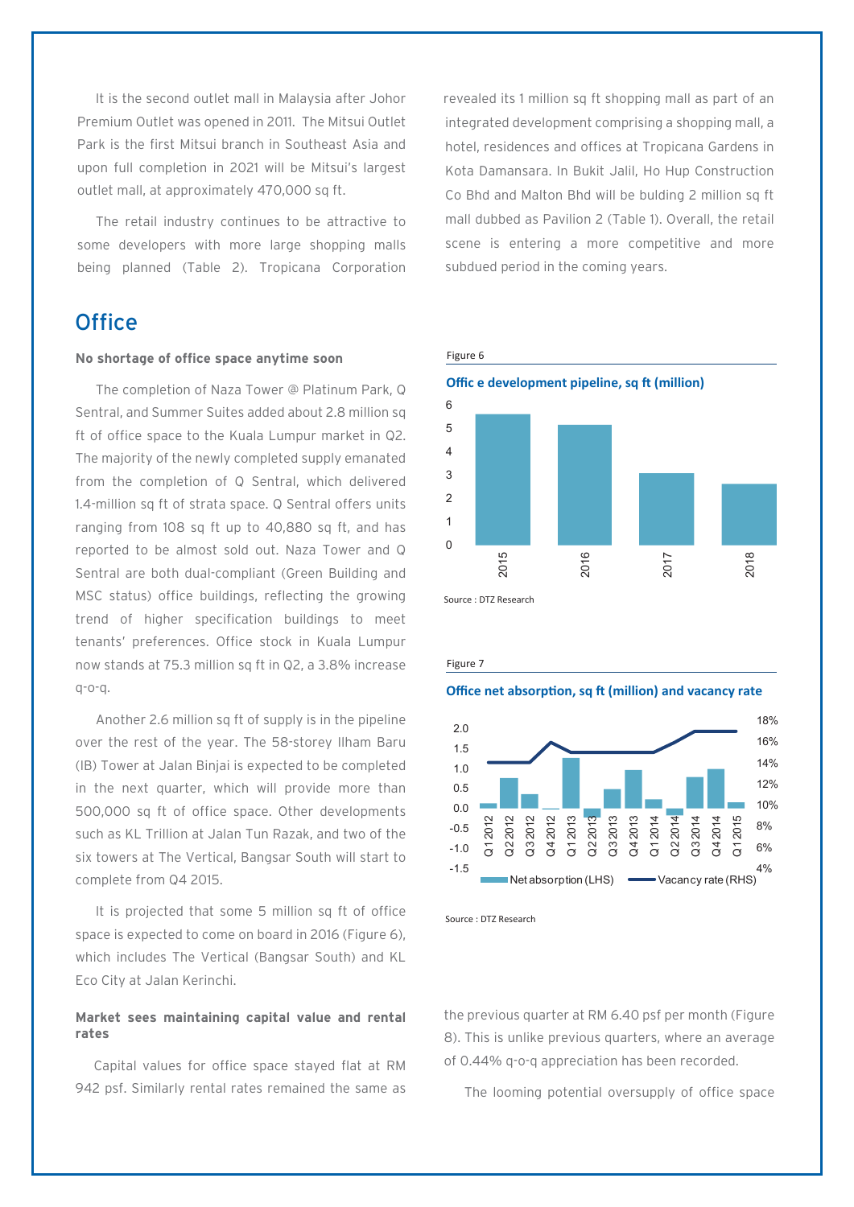It is the second outlet mall in Malaysia after Johor Premium Outlet was opened in 2011. The Mitsui Outlet Park is the first Mitsui branch in Southeast Asia and upon full completion in 2021 will be Mitsui's largest outlet mall, at approximately 470,000 sq ft.

The retail industry continues to be attractive to some developers with more large shopping malls being planned (Table 2). Tropicana Corporation revealed its 1 million sq ft shopping mall as part of an integrated development comprising a shopping mall, a hotel, residences and offices at Tropicana Gardens in Kota Damansara. In Bukit Jalil, Ho Hup Construction Co Bhd and Malton Bhd will be bulding 2 million sq ft mall dubbed as Pavilion 2 (Table 1). Overall, the retail scene is entering a more competitive and more subdued period in the coming years.

## Office

### No shortage of office space anytime soon

The completion of Naza Tower @ Platinum Park, Q Sentral, and Summer Suites added about 2.8 million sq ft of office space to the Kuala Lumpur market in Q2. The majority of the newly completed supply emanated from the completion of Q Sentral, which delivered 1.4-million sq ft of strata space. Q Sentral offers units ranging from 108 sq ft up to 40,880 sq ft, and has reported to be almost sold out. Naza Tower and Q Sentral are both dual-compliant (Green Building and MSC status) office buildings, reflecting the growing trend of higher specification buildings to meet tenants' preferences. Office stock in Kuala Lumpur now stands at 75.3 million sq ft in Q2, a 3.8% increase q-o-q.

Another 2.6 million sq ft of supply is in the pipeline over the rest of the year. The 58-storey Ilham Baru (IB) Tower at Jalan Binjai is expected to be completed in the next quarter, which will provide more than 500,000 sq ft of office space. Other developments such as KL Trillion at Jalan Tun Razak, and two of the six towers at The Vertical, Bangsar South will start to complete from Q4 2015.

It is projected that some 5 million sq ft of office space is expected to come on board in 2016 (Figure 6), which includes The Vertical (Bangsar South) and KL Eco City at Jalan Kerinchi.

Figure 6

**Office development pipeline, sq ft (million)**

| Year | sq ft (million) |
|---|---|
| 2015 | ~5.6 |
| 2016 | ~5.1 |
| 2017 | ~3.1 |
| 2018 | ~2.6 |

Source : DTZ Research

Figure 7

**Office net absorption, sq ft (million) and vacancy rate**

| Quarter | Net absorption (LHS) | Vacancy rate (RHS) |
|---|---|---|
| Q1 2012 | ~0.1 | ~14% |
| Q2 2012 | ~0.75 | ~14% |
| Q3 2012 | ~0.35 | ~14% |
| Q4 2012 | ~0.0 | ~16% |
| Q1 2013 | ~1.25 | ~15% |
| Q2 2013 | ~-0.25 | ~15% |
| Q3 2013 | ~0.45 | ~15% |
| Q4 2013 | ~0.95 | ~15% |
| Q1 2014 | ~0.2 | ~15% |
| Q2 2014 | ~-0.2 | ~16% |
| Q3 2014 | ~0.75 | ~17% |
| Q4 2014 | ~0.95 | ~17% |
| Q1 2015 | ~0.15 | ~17% |

Source : DTZ Research

### Market sees maintaining capital value and rental rates

Capital values for office space stayed flat at RM 942 psf. Similarly rental rates remained the same as the previous quarter at RM 6.40 psf per month (Figure 8). This is unlike previous quarters, where an average of 0.44% q-o-q appreciation has been recorded.

The looming potential oversupply of office space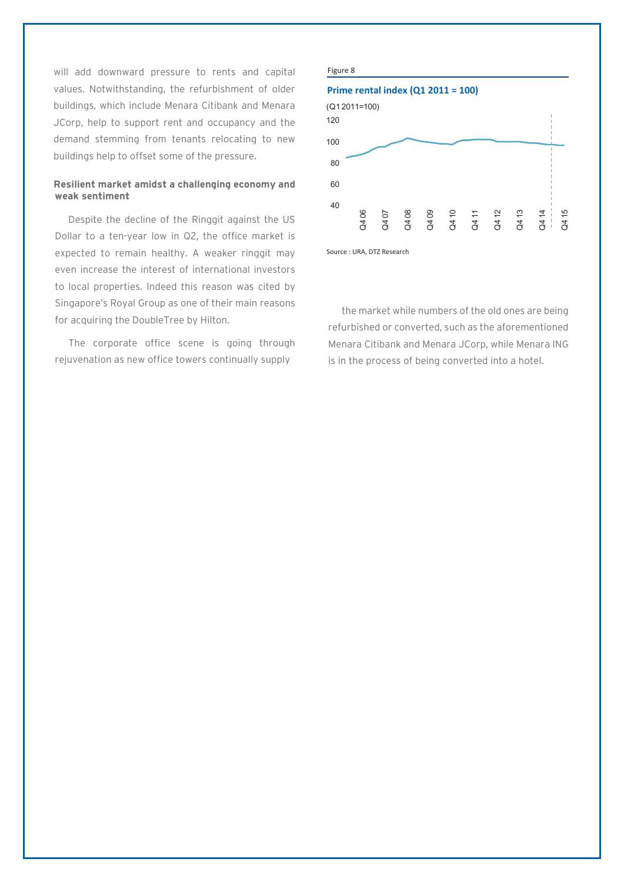will add downward pressure to rents and capital values. Notwithstanding, the refurbishment of older buildings, which include Menara Citibank and Menara JCorp, help to support rent and occupancy and the demand stemming from tenants relocating to new buildings help to offset some of the pressure.

**Resilient market amidst a challenging economy and weak sentiment**

Despite the decline of the Ringgit against the US Dollar to a ten-year low in Q2, the office market is expected to remain healthy. A weaker ringgit may even increase the interest of international investors to local properties. Indeed this reason was cited by Singapore's Royal Group as one of their main reasons for acquiring the DoubleTree by Hilton.

The corporate office scene is going through rejuvenation as new office towers continually supply the market while numbers of the old ones are being refurbished or converted, such as the aforementioned Menara Citibank and Menara JCorp, while Menara ING is in the process of being converted into a hotel.

Figure 8

**Prime rental index (Q1 2011 = 100)**

(Q1 2011=100)

Source : URA, DTZ Research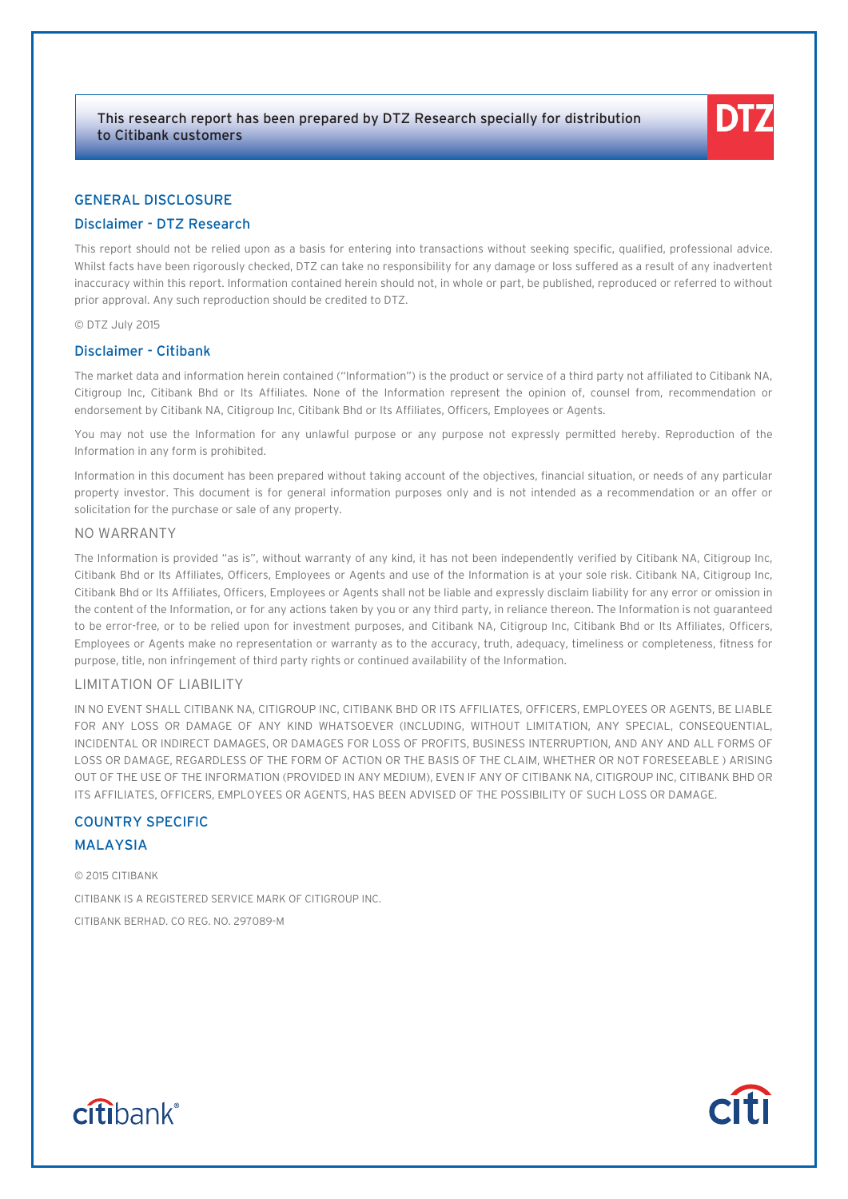This research report has been prepared by DTZ Research specially for distribution to Citibank customers

DTZ

## GENERAL DISCLOSURE

### Disclaimer - DTZ Research

This report should not be relied upon as a basis for entering into transactions without seeking specific, qualified, professional advice. Whilst facts have been rigorously checked, DTZ can take no responsibility for any damage or loss suffered as a result of any inadvertent inaccuracy within this report. Information contained herein should not, in whole or part, be published, reproduced or referred to without prior approval. Any such reproduction should be credited to DTZ.

© DTZ July 2015

### Disclaimer - Citibank

The market data and information herein contained ("Information") is the product or service of a third party not affiliated to Citibank NA, Citigroup Inc, Citibank Bhd or Its Affiliates. None of the Information represent the opinion of, counsel from, recommendation or endorsement by Citibank NA, Citigroup Inc, Citibank Bhd or Its Affiliates, Officers, Employees or Agents.

You may not use the Information for any unlawful purpose or any purpose not expressly permitted hereby. Reproduction of the Information in any form is prohibited.

Information in this document has been prepared without taking account of the objectives, financial situation, or needs of any particular property investor. This document is for general information purposes only and is not intended as a recommendation or an offer or solicitation for the purchase or sale of any property.

#### NO WARRANTY

The Information is provided "as is", without warranty of any kind, it has not been independently verified by Citibank NA, Citigroup Inc, Citibank Bhd or Its Affiliates, Officers, Employees or Agents and use of the Information is at your sole risk. Citibank NA, Citigroup Inc, Citibank Bhd or Its Affiliates, Officers, Employees or Agents shall not be liable and expressly disclaim liability for any error or omission in the content of the Information, or for any actions taken by you or any third party, in reliance thereon. The Information is not guaranteed to be error-free, or to be relied upon for investment purposes, and Citibank NA, Citigroup Inc, Citibank Bhd or Its Affiliates, Officers, Employees or Agents make no representation or warranty as to the accuracy, truth, adequacy, timeliness or completeness, fitness for purpose, title, non infringement of third party rights or continued availability of the Information.

#### LIMITATION OF LIABILITY

IN NO EVENT SHALL CITIBANK NA, CITIGROUP INC, CITIBANK BHD OR ITS AFFILIATES, OFFICERS, EMPLOYEES OR AGENTS, BE LIABLE FOR ANY LOSS OR DAMAGE OF ANY KIND WHATSOEVER (INCLUDING, WITHOUT LIMITATION, ANY SPECIAL, CONSEQUENTIAL, INCIDENTAL OR INDIRECT DAMAGES, OR DAMAGES FOR LOSS OF PROFITS, BUSINESS INTERRUPTION, AND ANY AND ALL FORMS OF LOSS OR DAMAGE, REGARDLESS OF THE FORM OF ACTION OR THE BASIS OF THE CLAIM, WHETHER OR NOT FORESEEABLE ) ARISING OUT OF THE USE OF THE INFORMATION (PROVIDED IN ANY MEDIUM), EVEN IF ANY OF CITIBANK NA, CITIGROUP INC, CITIBANK BHD OR ITS AFFILIATES, OFFICERS, EMPLOYEES OR AGENTS, HAS BEEN ADVISED OF THE POSSIBILITY OF SUCH LOSS OR DAMAGE.

## COUNTRY SPECIFIC

## MALAYSIA

© 2015 CITIBANK

CITIBANK IS A REGISTERED SERVICE MARK OF CITIGROUP INC.

CITIBANK BERHAD. CO REG. NO. 297089-M

citibank®

citi